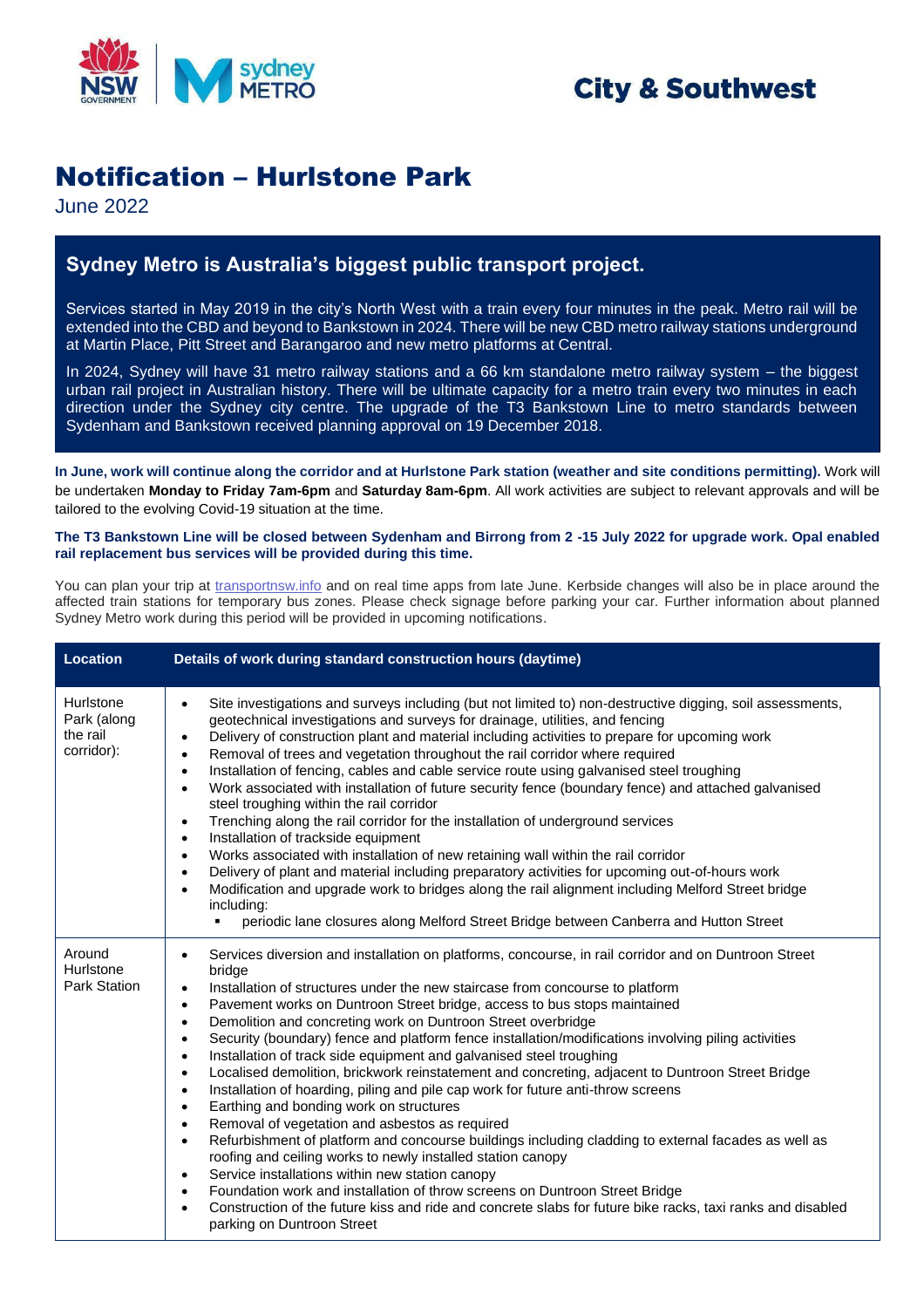City & Southwest

# Notification – Hurlstone Park

June 2022

## Sydney Metro is Australia's biggest public transport project.

Services started in May 2019 in the city's North West with a train every four minutes in the peak. Metro rail will be extended into the CBD and beyond to Bankstown in 2024. There will be new CBD metro railway stations underground at Martin Place, Pitt Street and Barangaroo and new metro platforms at Central.

In 2024, Sydney will have 31 metro railway stations and a 66 km standalone metro railway system – the biggest urban rail project in Australian history. There will be ultimate capacity for a metro train every two minutes in each direction under the Sydney city centre. The upgrade of the T3 Bankstown Line to metro standards between Sydenham and Bankstown received planning approval on 19 December 2018.

**In June, work will continue along the corridor and at Hurlstone Park station (weather and site conditions permitting).** Work will be undertaken **Monday to Friday 7am-6pm** and **Saturday 8am-6pm**. All work activities are subject to relevant approvals and will be tailored to the evolving Covid-19 situation at the time.

**The T3 Bankstown Line will be closed between Sydenham and Birrong from 2 -15 July 2022 for upgrade work. Opal enabled rail replacement bus services will be provided during this time.**

You can plan your trip at transportnsw.info and on real time apps from late June. Kerbside changes will also be in place around the affected train stations for temporary bus zones. Please check signage before parking your car. Further information about planned Sydney Metro work during this period will be provided in upcoming notifications.

| Location | Details of work during standard construction hours (daytime) |
|---|---|
| Hurlstone Park (along the rail corridor): | • Site investigations and surveys including (but not limited to) non-destructive digging, soil assessments, geotechnical investigations and surveys for drainage, utilities, and fencing<br>• Delivery of construction plant and material including activities to prepare for upcoming work<br>• Removal of trees and vegetation throughout the rail corridor where required<br>• Installation of fencing, cables and cable service route using galvanised steel troughing<br>• Work associated with installation of future security fence (boundary fence) and attached galvanised steel troughing within the rail corridor<br>• Trenching along the rail corridor for the installation of underground services<br>• Installation of trackside equipment<br>• Works associated with installation of new retaining wall within the rail corridor<br>• Delivery of plant and material including preparatory activities for upcoming out-of-hours work<br>• Modification and upgrade work to bridges along the rail alignment including Melford Street bridge including:<br>  ▪ periodic lane closures along Melford Street Bridge between Canberra and Hutton Street |
| Around Hurlstone Park Station | • Services diversion and installation on platforms, concourse, in rail corridor and on Duntroon Street bridge<br>• Installation of structures under the new staircase from concourse to platform<br>• Pavement works on Duntroon Street bridge, access to bus stops maintained<br>• Demolition and concreting work on Duntroon Street overbridge<br>• Security (boundary) fence and platform fence installation/modifications involving piling activities<br>• Installation of track side equipment and galvanised steel troughing<br>• Localised demolition, brickwork reinstatement and concreting, adjacent to Duntroon Street Bridge<br>• Installation of hoarding, piling and pile cap work for future anti-throw screens<br>• Earthing and bonding work on structures<br>• Removal of vegetation and asbestos as required<br>• Refurbishment of platform and concourse buildings including cladding to external facades as well as roofing and ceiling works to newly installed station canopy<br>• Service installations within new station canopy<br>• Foundation work and installation of throw screens on Duntroon Street Bridge<br>• Construction of the future kiss and ride and concrete slabs for future bike racks, taxi ranks and disabled parking on Duntroon Street |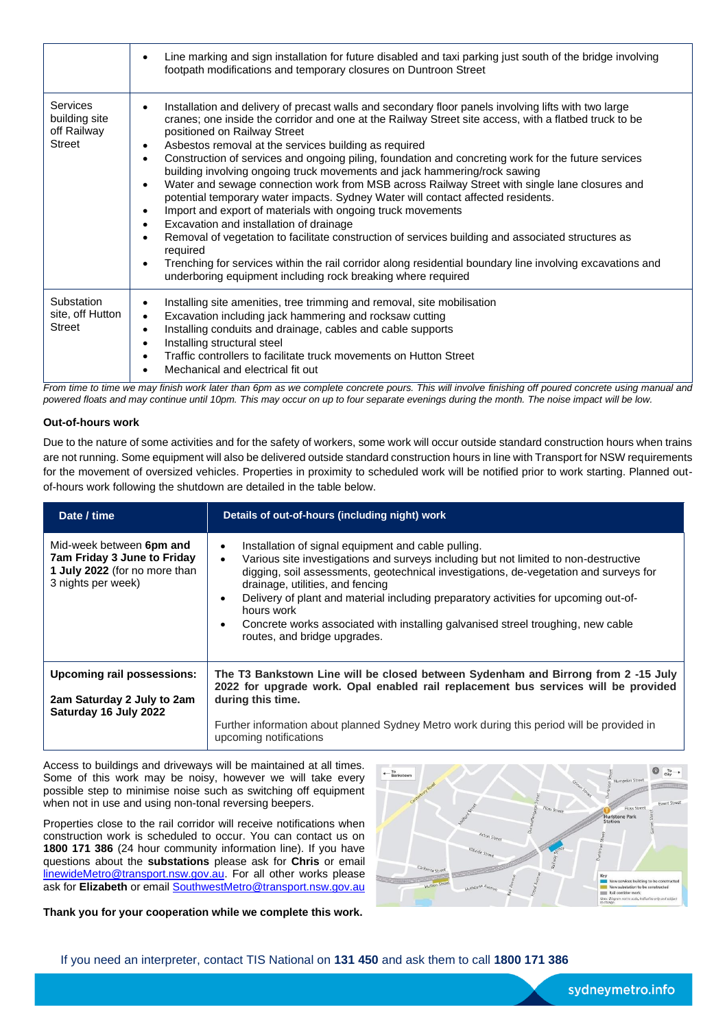| | |
|---|---|
| | • Line marking and sign installation for future disabled and taxi parking just south of the bridge involving footpath modifications and temporary closures on Duntroon Street |
| Services building site off Railway Street | • Installation and delivery of precast walls and secondary floor panels involving lifts with two large cranes; one inside the corridor and one at the Railway Street site access, with a flatbed truck to be positioned on Railway Street<br>• Asbestos removal at the services building as required<br>• Construction of services and ongoing piling, foundation and concreting work for the future services building involving ongoing truck movements and jack hammering/rock sawing<br>• Water and sewage connection work from MSB across Railway Street with single lane closures and potential temporary water impacts. Sydney Water will contact affected residents.<br>• Import and export of materials with ongoing truck movements<br>• Excavation and installation of drainage<br>• Removal of vegetation to facilitate construction of services building and associated structures as required<br>• Trenching for services within the rail corridor along residential boundary line involving excavations and underboring equipment including rock breaking where required |
| Substation site, off Hutton Street | • Installing site amenities, tree trimming and removal, site mobilisation<br>• Excavation including jack hammering and rocksaw cutting<br>• Installing conduits and drainage, cables and cable supports<br>• Installing structural steel<br>• Traffic controllers to facilitate truck movements on Hutton Street<br>• Mechanical and electrical fit out |

*From time to time we may finish work later than 6pm as we complete concrete pours. This will involve finishing off poured concrete using manual and powered floats and may continue until 10pm. This may occur on up to four separate evenings during the month. The noise impact will be low.*

**Out-of-hours work**

Due to the nature of some activities and for the safety of workers, some work will occur outside standard construction hours when trains are not running. Some equipment will also be delivered outside standard construction hours in line with Transport for NSW requirements for the movement of oversized vehicles. Properties in proximity to scheduled work will be notified prior to work starting. Planned out-of-hours work following the shutdown are detailed in the table below.

| Date / time | Details of out-of-hours (including night) work |
|---|---|
| Mid-week between **6pm and 7am Friday 3 June to Friday 1 July 2022** (for no more than 3 nights per week) | • Installation of signal equipment and cable pulling.<br>• Various site investigations and surveys including but not limited to non-destructive digging, soil assessments, geotechnical investigations, de-vegetation and surveys for drainage, utilities, and fencing<br>• Delivery of plant and material including preparatory activities for upcoming out-of-hours work<br>• Concrete works associated with installing galvanised streel troughing, new cable routes, and bridge upgrades. |
| **Upcoming rail possessions:**<br><br>**2am Saturday 2 July to 2am Saturday 16 July 2022** | **The T3 Bankstown Line will be closed between Sydenham and Birrong from 2 -15 July 2022 for upgrade work. Opal enabled rail replacement bus services will be provided during this time.**<br><br>Further information about planned Sydney Metro work during this period will be provided in upcoming notifications |

Access to buildings and driveways will be maintained at all times. Some of this work may be noisy, however we will take every possible step to minimise noise such as switching off equipment when not in use and using non-tonal reversing beepers.

Properties close to the rail corridor will receive notifications when construction work is scheduled to occur. You can contact us on **1800 171 386** (24 hour community information line). If you have questions about the **substations** please ask for **Chris** or email linewideMetro@transport.nsw.gov.au. For all other works please ask for **Elizabeth** or email SouthwestMetro@transport.nsw.gov.au

**Thank you for your cooperation while we complete this work.**

If you need an interpreter, contact TIS National on **131 450** and ask them to call **1800 171 386**

sydneymetro.info